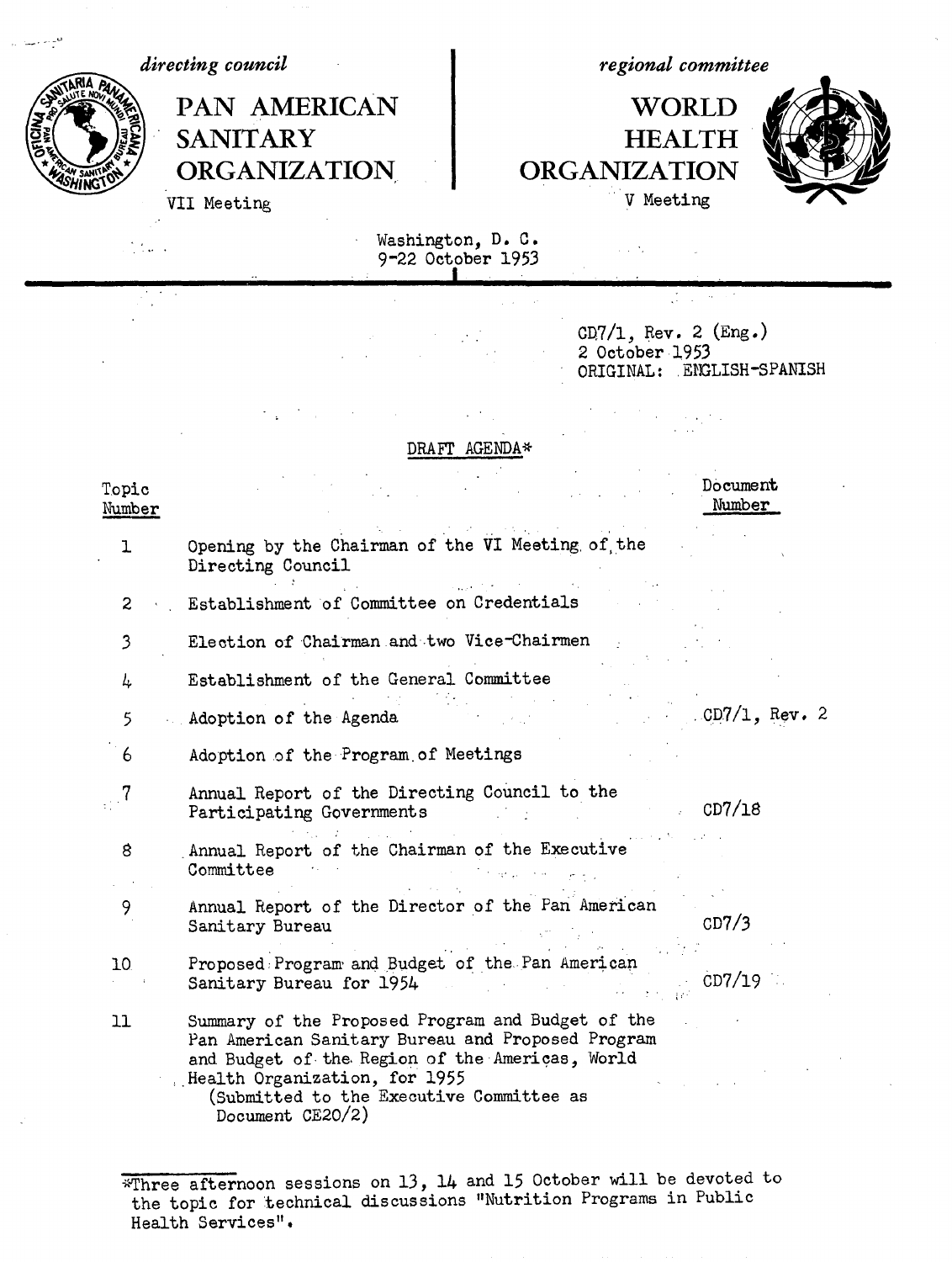*directing council*

**PAN AMERICAN SANITARY ORGANIZATION**

VII Meeting

*regional committee*

**WORLD HEALTH ORGANIZATION**

V Meeting

Washington, D. C.
9-22 October 1953

CD7/1, Rev. 2 (Eng.)
2 October 1953
ORIGINAL: ENGLISH-SPANISH

## DRAFT AGENDA*

| Topic Number | | Document Number |
|---|---|---|
| 1 | Opening by the Chairman of the VI Meeting of the Directing Council | |
| 2 | Establishment of Committee on Credentials | |
| 3 | Election of Chairman and two Vice-Chairmen | |
| 4 | Establishment of the General Committee | |
| 5 | Adoption of the Agenda | CD7/1, Rev. 2 |
| 6 | Adoption of the Program of Meetings | |
| 7 | Annual Report of the Directing Council to the Participating Governments | CD7/18 |
| 8 | Annual Report of the Chairman of the Executive Committee | |
| 9 | Annual Report of the Director of the Pan American Sanitary Bureau | CD7/3 |
| 10 | Proposed Program and Budget of the Pan American Sanitary Bureau for 1954 | CD7/19 |
| 11 | Summary of the Proposed Program and Budget of the Pan American Sanitary Bureau and Proposed Program and Budget of the Region of the Americas, World Health Organization, for 1955 (Submitted to the Executive Committee as Document CE20/2) | |

*Three afternoon sessions on 13, 14 and 15 October will be devoted to the topic for technical discussions "Nutrition Programs in Public Health Services".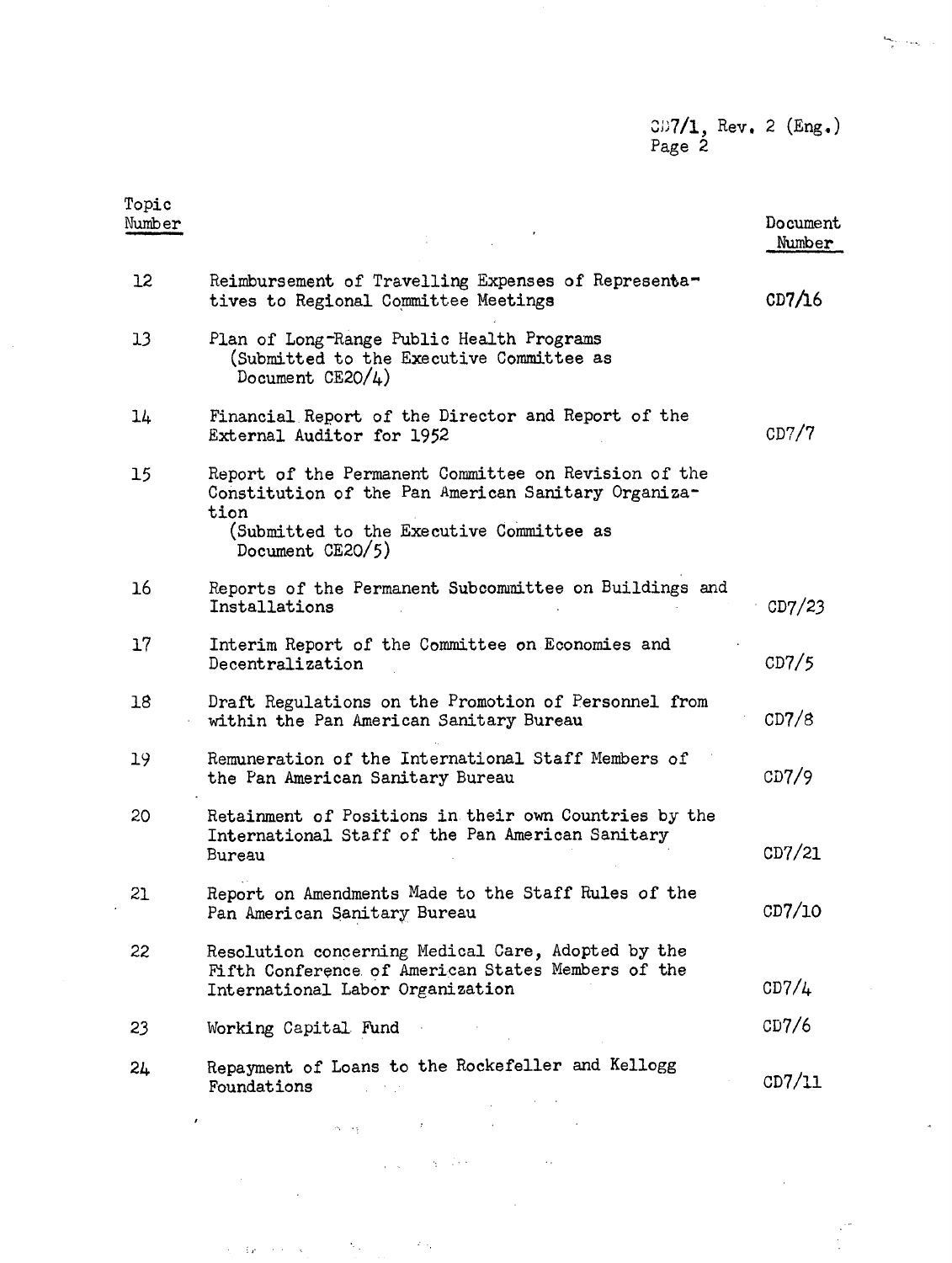| Topic Number | | Document Number |
|---|---|---|
| 12 | Reimbursement of Travelling Expenses of Representatives to Regional Committee Meetings | CD7/16 |
| 13 | Plan of Long-Range Public Health Programs (Submitted to the Executive Committee as Document CE20/4) | |
| 14 | Financial Report of the Director and Report of the External Auditor for 1952 | CD7/7 |
| 15 | Report of the Permanent Committee on Revision of the Constitution of the Pan American Sanitary Organization (Submitted to the Executive Committee as Document CE20/5) | |
| 16 | Reports of the Permanent Subcommittee on Buildings and Installations | CD7/23 |
| 17 | Interim Report of the Committee on Economies and Decentralization | CD7/5 |
| 18 | Draft Regulations on the Promotion of Personnel from within the Pan American Sanitary Bureau | CD7/8 |
| 19 | Remuneration of the International Staff Members of the Pan American Sanitary Bureau | CD7/9 |
| 20 | Retainment of Positions in their own Countries by the International Staff of the Pan American Sanitary Bureau | CD7/21 |
| 21 | Report on Amendments Made to the Staff Rules of the Pan American Sanitary Bureau | CD7/10 |
| 22 | Resolution concerning Medical Care, Adopted by the Fifth Conference of American States Members of the International Labor Organization | CD7/4 |
| 23 | Working Capital Fund | CD7/6 |
| 24 | Repayment of Loans to the Rockefeller and Kellogg Foundations | CD7/11 |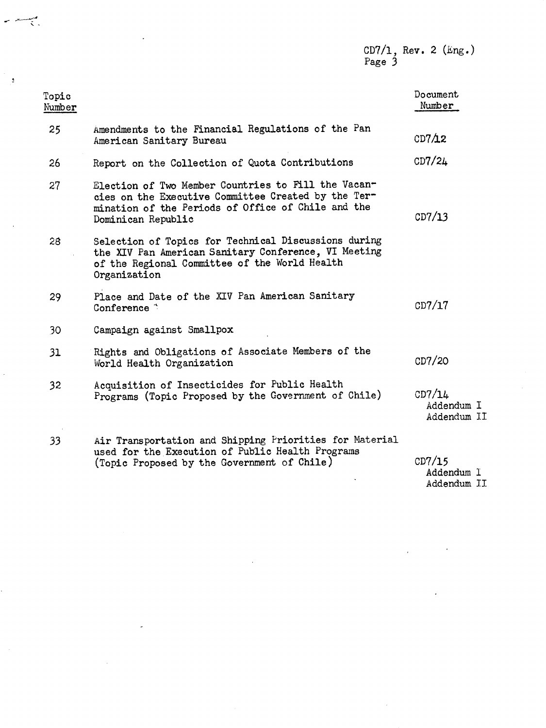| Topic Number | | Document Number |
|---|---|---|
| 25 | Amendments to the Financial Regulations of the Pan American Sanitary Bureau | CD7/12 |
| 26 | Report on the Collection of Quota Contributions | CD7/24 |
| 27 | Election of Two Member Countries to Fill the Vacancies on the Executive Committee Created by the Termination of the Periods of Office of Chile and the Dominican Republic | CD7/13 |
| 28 | Selection of Topics for Technical Discussions during the XIV Pan American Sanitary Conference, VI Meeting of the Regional Committee of the World Health Organization | |
| 29 | Place and Date of the XIV Pan American Sanitary Conference | CD7/17 |
| 30 | Campaign against Smallpox | |
| 31 | Rights and Obligations of Associate Members of the World Health Organization | CD7/20 |
| 32 | Acquisition of Insecticides for Public Health Programs (Topic Proposed by the Government of Chile) | CD7/14 Addendum I Addendum II |
| 33 | Air Transportation and Shipping Priorities for Material used for the Execution of Public Health Programs (Topic Proposed by the Government of Chile) | CD7/15 Addendum I Addendum II |